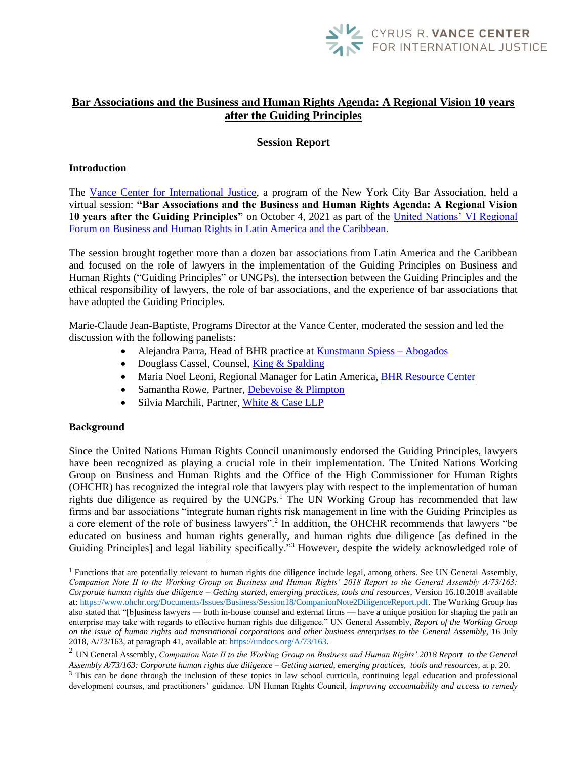CYRUS R. VANCE CENTER FOR INTERNATIONAL JUSTICE

# Bar Associations and the Business and Human Rights Agenda: A Regional Vision 10 years after the Guiding Principles

## Session Report

### Introduction

The Vance Center for International Justice, a program of the New York City Bar Association, held a virtual session: **"Bar Associations and the Business and Human Rights Agenda: A Regional Vision 10 years after the Guiding Principles"** on October 4, 2021 as part of the United Nations' VI Regional Forum on Business and Human Rights in Latin America and the Caribbean.

The session brought together more than a dozen bar associations from Latin America and the Caribbean and focused on the role of lawyers in the implementation of the Guiding Principles on Business and Human Rights ("Guiding Principles" or UNGPs), the intersection between the Guiding Principles and the ethical responsibility of lawyers, the role of bar associations, and the experience of bar associations that have adopted the Guiding Principles.

Marie-Claude Jean-Baptiste, Programs Director at the Vance Center, moderated the session and led the discussion with the following panelists:

- Alejandra Parra, Head of BHR practice at Kunstmann Spiess – Abogados
- Douglass Cassel, Counsel, King & Spalding
- Maria Noel Leoni, Regional Manager for Latin America, BHR Resource Center
- Samantha Rowe, Partner, Debevoise & Plimpton
- Silvia Marchili, Partner, White & Case LLP

### Background

Since the United Nations Human Rights Council unanimously endorsed the Guiding Principles, lawyers have been recognized as playing a crucial role in their implementation. The United Nations Working Group on Business and Human Rights and the Office of the High Commissioner for Human Rights (OHCHR) has recognized the integral role that lawyers play with respect to the implementation of human rights due diligence as required by the UNGPs.[1] The UN Working Group has recommended that law firms and bar associations "integrate human rights risk management in line with the Guiding Principles as a core element of the role of business lawyers".[2] In addition, the OHCHR recommends that lawyers "be educated on business and human rights generally, and human rights due diligence [as defined in the Guiding Principles] and legal liability specifically."[3] However, despite the widely acknowledged role of

---

[1] Functions that are potentially relevant to human rights due diligence include legal, among others. See UN General Assembly, *Companion Note II to the Working Group on Business and Human Rights' 2018 Report to the General Assembly A/73/163: Corporate human rights due diligence – Getting started, emerging practices, tools and resources*, Version 16.10.2018 available at: https://www.ohchr.org/Documents/Issues/Business/Session18/CompanionNote2DiligenceReport.pdf. The Working Group has also stated that "[b]usiness lawyers — both in-house counsel and external firms — have a unique position for shaping the path an enterprise may take with regards to effective human rights due diligence." UN General Assembly, *Report of the Working Group on the issue of human rights and transnational corporations and other business enterprises to the General Assembly*, 16 July 2018, A/73/163, at paragraph 41, available at: https://undocs.org/A/73/163.

[2] UN General Assembly, *Companion Note II to the Working Group on Business and Human Rights' 2018 Report to the General Assembly A/73/163: Corporate human rights due diligence – Getting started, emerging practices, tools and resources*, at p. 20.

[3] This can be done through the inclusion of these topics in law school curricula, continuing legal education and professional development courses, and practitioners' guidance. UN Human Rights Council, *Improving accountability and access to remedy*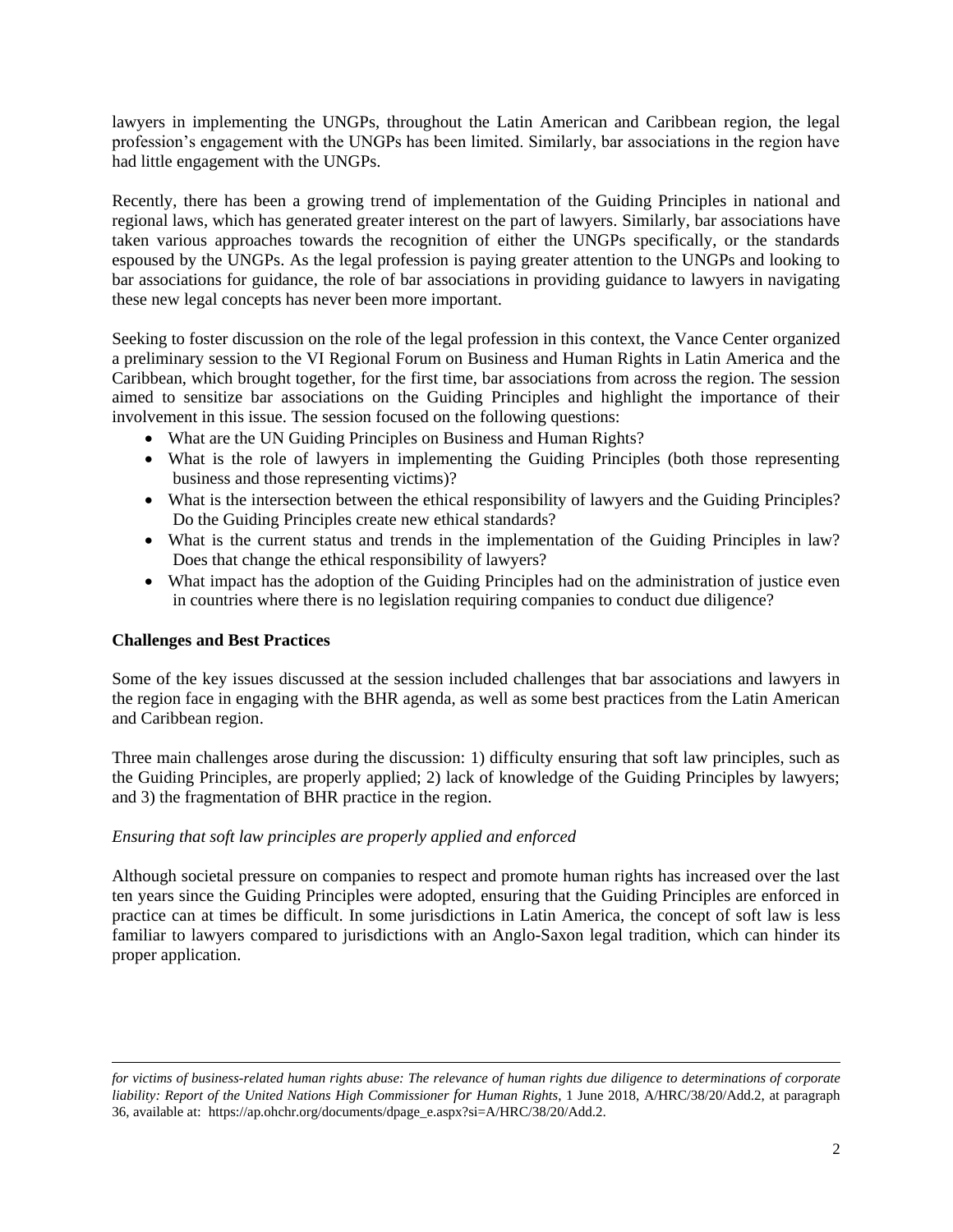lawyers in implementing the UNGPs, throughout the Latin American and Caribbean region, the legal profession's engagement with the UNGPs has been limited. Similarly, bar associations in the region have had little engagement with the UNGPs.

Recently, there has been a growing trend of implementation of the Guiding Principles in national and regional laws, which has generated greater interest on the part of lawyers. Similarly, bar associations have taken various approaches towards the recognition of either the UNGPs specifically, or the standards espoused by the UNGPs. As the legal profession is paying greater attention to the UNGPs and looking to bar associations for guidance, the role of bar associations in providing guidance to lawyers in navigating these new legal concepts has never been more important.

Seeking to foster discussion on the role of the legal profession in this context, the Vance Center organized a preliminary session to the VI Regional Forum on Business and Human Rights in Latin America and the Caribbean, which brought together, for the first time, bar associations from across the region. The session aimed to sensitize bar associations on the Guiding Principles and highlight the importance of their involvement in this issue. The session focused on the following questions:

- What are the UN Guiding Principles on Business and Human Rights?
- What is the role of lawyers in implementing the Guiding Principles (both those representing business and those representing victims)?
- What is the intersection between the ethical responsibility of lawyers and the Guiding Principles? Do the Guiding Principles create new ethical standards?
- What is the current status and trends in the implementation of the Guiding Principles in law? Does that change the ethical responsibility of lawyers?
- What impact has the adoption of the Guiding Principles had on the administration of justice even in countries where there is no legislation requiring companies to conduct due diligence?

**Challenges and Best Practices**

Some of the key issues discussed at the session included challenges that bar associations and lawyers in the region face in engaging with the BHR agenda, as well as some best practices from the Latin American and Caribbean region.

Three main challenges arose during the discussion: 1) difficulty ensuring that soft law principles, such as the Guiding Principles, are properly applied; 2) lack of knowledge of the Guiding Principles by lawyers; and 3) the fragmentation of BHR practice in the region.

*Ensuring that soft law principles are properly applied and enforced*

Although societal pressure on companies to respect and promote human rights has increased over the last ten years since the Guiding Principles were adopted, ensuring that the Guiding Principles are enforced in practice can at times be difficult. In some jurisdictions in Latin America, the concept of soft law is less familiar to lawyers compared to jurisdictions with an Anglo-Saxon legal tradition, which can hinder its proper application.

---

*for victims of business-related human rights abuse: The relevance of human rights due diligence to determinations of corporate liability: Report of the United Nations High Commissioner for Human Rights*, 1 June 2018, A/HRC/38/20/Add.2, at paragraph 36, available at: https://ap.ohchr.org/documents/dpage_e.aspx?si=A/HRC/38/20/Add.2.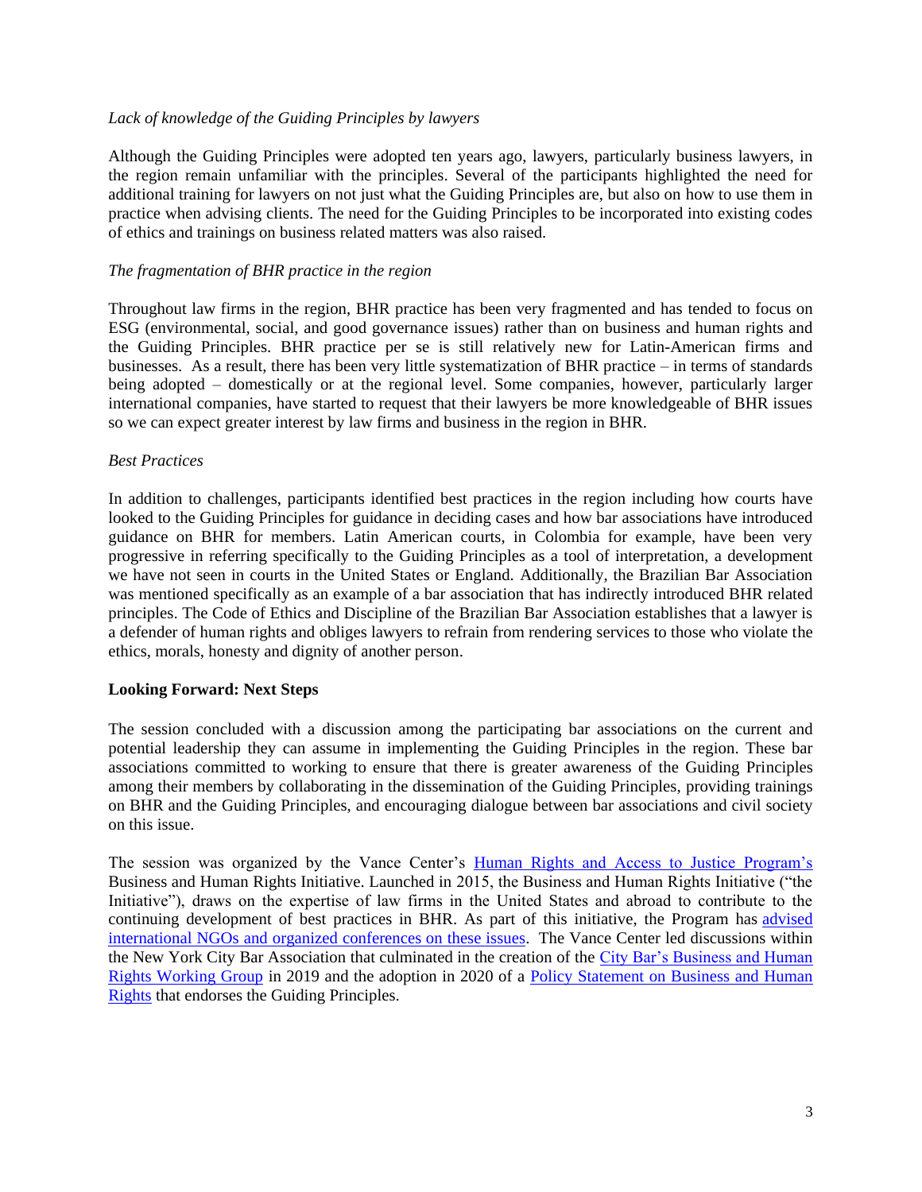*Lack of knowledge of the Guiding Principles by lawyers*

Although the Guiding Principles were adopted ten years ago, lawyers, particularly business lawyers, in the region remain unfamiliar with the principles. Several of the participants highlighted the need for additional training for lawyers on not just what the Guiding Principles are, but also on how to use them in practice when advising clients. The need for the Guiding Principles to be incorporated into existing codes of ethics and trainings on business related matters was also raised.

*The fragmentation of BHR practice in the region*

Throughout law firms in the region, BHR practice has been very fragmented and has tended to focus on ESG (environmental, social, and good governance issues) rather than on business and human rights and the Guiding Principles. BHR practice per se is still relatively new for Latin-American firms and businesses. As a result, there has been very little systematization of BHR practice – in terms of standards being adopted – domestically or at the regional level. Some companies, however, particularly larger international companies, have started to request that their lawyers be more knowledgeable of BHR issues so we can expect greater interest by law firms and business in the region in BHR.

*Best Practices*

In addition to challenges, participants identified best practices in the region including how courts have looked to the Guiding Principles for guidance in deciding cases and how bar associations have introduced guidance on BHR for members. Latin American courts, in Colombia for example, have been very progressive in referring specifically to the Guiding Principles as a tool of interpretation, a development we have not seen in courts in the United States or England. Additionally, the Brazilian Bar Association was mentioned specifically as an example of a bar association that has indirectly introduced BHR related principles. The Code of Ethics and Discipline of the Brazilian Bar Association establishes that a lawyer is a defender of human rights and obliges lawyers to refrain from rendering services to those who violate the ethics, morals, honesty and dignity of another person.

**Looking Forward: Next Steps**

The session concluded with a discussion among the participating bar associations on the current and potential leadership they can assume in implementing the Guiding Principles in the region. These bar associations committed to working to ensure that there is greater awareness of the Guiding Principles among their members by collaborating in the dissemination of the Guiding Principles, providing trainings on BHR and the Guiding Principles, and encouraging dialogue between bar associations and civil society on this issue.

The session was organized by the Vance Center's Human Rights and Access to Justice Program's Business and Human Rights Initiative. Launched in 2015, the Business and Human Rights Initiative ("the Initiative"), draws on the expertise of law firms in the United States and abroad to contribute to the continuing development of best practices in BHR. As part of this initiative, the Program has advised international NGOs and organized conferences on these issues. The Vance Center led discussions within the New York City Bar Association that culminated in the creation of the City Bar's Business and Human Rights Working Group in 2019 and the adoption in 2020 of a Policy Statement on Business and Human Rights that endorses the Guiding Principles.